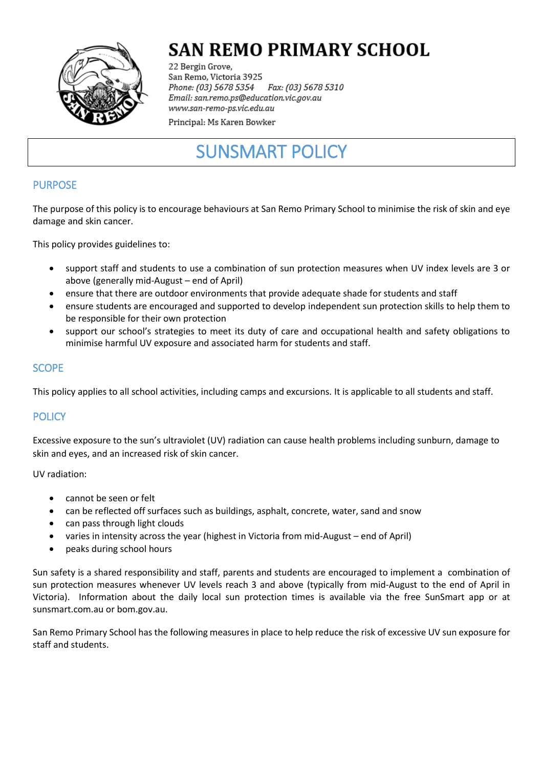# SAN REMO PRIMARY SCHOOL

22 Bergin Grove,
San Remo, Victoria 3925
*Phone: (03) 5678 5354* *Fax: (03) 5678 5310*
*Email: san.remo.ps@education.vic.gov.au*
*www.san-remo-ps.vic.edu.au*
Principal: Ms Karen Bowker

# SUNSMART POLICY

## PURPOSE

The purpose of this policy is to encourage behaviours at San Remo Primary School to minimise the risk of skin and eye damage and skin cancer.

This policy provides guidelines to:

- support staff and students to use a combination of sun protection measures when UV index levels are 3 or above (generally mid-August – end of April)
- ensure that there are outdoor environments that provide adequate shade for students and staff
- ensure students are encouraged and supported to develop independent sun protection skills to help them to be responsible for their own protection
- support our school's strategies to meet its duty of care and occupational health and safety obligations to minimise harmful UV exposure and associated harm for students and staff.

## SCOPE

This policy applies to all school activities, including camps and excursions. It is applicable to all students and staff.

## POLICY

Excessive exposure to the sun's ultraviolet (UV) radiation can cause health problems including sunburn, damage to skin and eyes, and an increased risk of skin cancer.

UV radiation:

- cannot be seen or felt
- can be reflected off surfaces such as buildings, asphalt, concrete, water, sand and snow
- can pass through light clouds
- varies in intensity across the year (highest in Victoria from mid-August – end of April)
- peaks during school hours

Sun safety is a shared responsibility and staff, parents and students are encouraged to implement a combination of sun protection measures whenever UV levels reach 3 and above (typically from mid-August to the end of April in Victoria). Information about the daily local sun protection times is available via the free SunSmart app or at sunsmart.com.au or bom.gov.au.

San Remo Primary School has the following measures in place to help reduce the risk of excessive UV sun exposure for staff and students.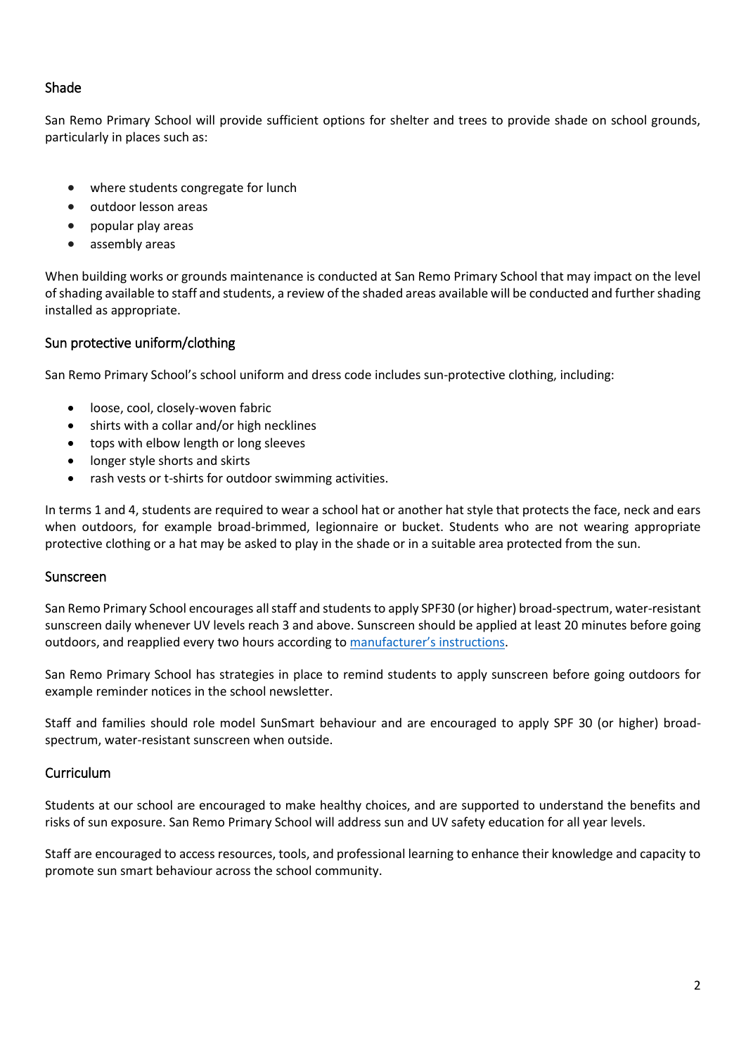## Shade

San Remo Primary School will provide sufficient options for shelter and trees to provide shade on school grounds, particularly in places such as:

- where students congregate for lunch
- outdoor lesson areas
- popular play areas
- assembly areas

When building works or grounds maintenance is conducted at San Remo Primary School that may impact on the level of shading available to staff and students, a review of the shaded areas available will be conducted and further shading installed as appropriate.

## Sun protective uniform/clothing

San Remo Primary School's school uniform and dress code includes sun-protective clothing, including:

- loose, cool, closely-woven fabric
- shirts with a collar and/or high necklines
- tops with elbow length or long sleeves
- longer style shorts and skirts
- rash vests or t-shirts for outdoor swimming activities.

In terms 1 and 4, students are required to wear a school hat or another hat style that protects the face, neck and ears when outdoors, for example broad-brimmed, legionnaire or bucket. Students who are not wearing appropriate protective clothing or a hat may be asked to play in the shade or in a suitable area protected from the sun.

## Sunscreen

San Remo Primary School encourages all staff and students to apply SPF30 (or higher) broad-spectrum, water-resistant sunscreen daily whenever UV levels reach 3 and above. Sunscreen should be applied at least 20 minutes before going outdoors, and reapplied every two hours according to manufacturer's instructions.

San Remo Primary School has strategies in place to remind students to apply sunscreen before going outdoors for example reminder notices in the school newsletter.

Staff and families should role model SunSmart behaviour and are encouraged to apply SPF 30 (or higher) broad-spectrum, water-resistant sunscreen when outside.

## Curriculum

Students at our school are encouraged to make healthy choices, and are supported to understand the benefits and risks of sun exposure. San Remo Primary School will address sun and UV safety education for all year levels.

Staff are encouraged to access resources, tools, and professional learning to enhance their knowledge and capacity to promote sun smart behaviour across the school community.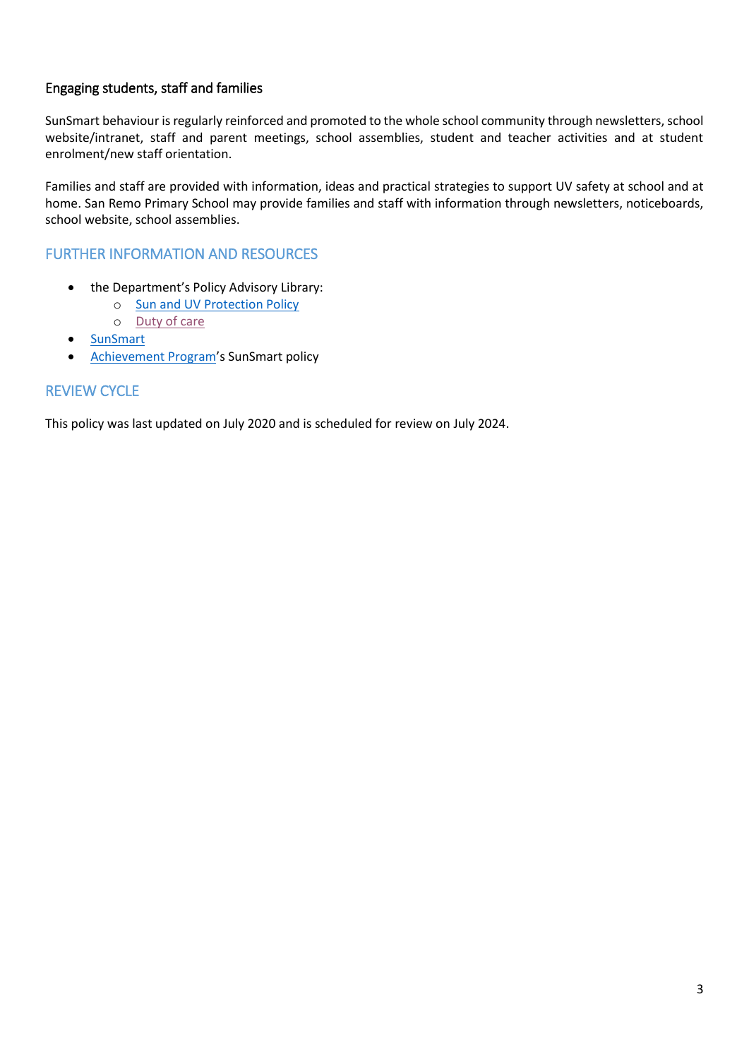### Engaging students, staff and families

SunSmart behaviour is regularly reinforced and promoted to the whole school community through newsletters, school website/intranet, staff and parent meetings, school assemblies, student and teacher activities and at student enrolment/new staff orientation.

Families and staff are provided with information, ideas and practical strategies to support UV safety at school and at home. San Remo Primary School may provide families and staff with information through newsletters, noticeboards, school website, school assemblies.

## FURTHER INFORMATION AND RESOURCES

- the Department's Policy Advisory Library:
  - Sun and UV Protection Policy
  - Duty of care
- SunSmart
- Achievement Program's SunSmart policy

## REVIEW CYCLE

This policy was last updated on July 2020 and is scheduled for review on July 2024.